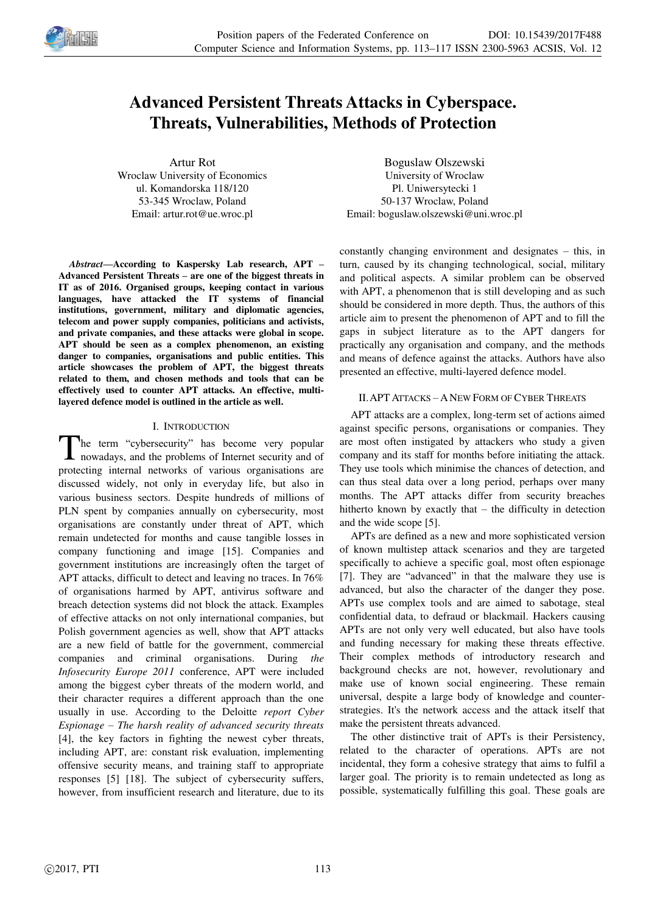# Advanced Persistent Threats Attacks in Cyberspace. Threats, Vulnerabilities, Methods of Protection

Artur Rot
Wroclaw University of Economics
ul. Komandorska 118/120
53-345 Wroclaw, Poland
Email: artur.rot@ue.wroc.pl

Boguslaw Olszewski
University of Wroclaw
Pl. Uniwersytecki 1
50-137 Wroclaw, Poland
Email: boguslaw.olszewski@uni.wroc.pl

***Abstract*—According to Kaspersky Lab research, APT – Advanced Persistent Threats – are one of the biggest threats in IT as of 2016. Organised groups, keeping contact in various languages, have attacked the IT systems of financial institutions, government, military and diplomatic agencies, telecom and power supply companies, politicians and activists, and private companies, and these attacks were global in scope. APT should be seen as a complex phenomenon, an existing danger to companies, organisations and public entities. This article showcases the problem of APT, the biggest threats related to them, and chosen methods and tools that can be effectively used to counter APT attacks. An effective, multi-layered defence model is outlined in the article as well.**

## I. Introduction

The term "cybersecurity" has become very popular nowadays, and the problems of Internet security and of protecting internal networks of various organisations are discussed widely, not only in everyday life, but also in various business sectors. Despite hundreds of millions of PLN spent by companies annually on cybersecurity, most organisations are constantly under threat of APT, which remain undetected for months and cause tangible losses in company functioning and image [15]. Companies and government institutions are increasingly often the target of APT attacks, difficult to detect and leaving no traces. In 76% of organisations harmed by APT, antivirus software and breach detection systems did not block the attack. Examples of effective attacks on not only international companies, but Polish government agencies as well, show that APT attacks are a new field of battle for the government, commercial companies and criminal organisations. During *the Infosecurity Europe 2011* conference, APT were included among the biggest cyber threats of the modern world, and their character requires a different approach than the one usually in use. According to the Deloitte *report Cyber Espionage – The harsh reality of advanced security threats* [4], the key factors in fighting the newest cyber threats, including APT, are: constant risk evaluation, implementing offensive security means, and training staff to appropriate responses [5] [18]. The subject of cybersecurity suffers, however, from insufficient research and literature, due to its constantly changing environment and designates – this, in turn, caused by its changing technological, social, military and political aspects. A similar problem can be observed with APT, a phenomenon that is still developing and as such should be considered in more depth. Thus, the authors of this article aim to present the phenomenon of APT and to fill the gaps in subject literature as to the APT dangers for practically any organisation and company, and the methods and means of defence against the attacks. Authors have also presented an effective, multi-layered defence model.

## II. APT Attacks – A New Form of Cyber Threats

APT attacks are a complex, long-term set of actions aimed against specific persons, organisations or companies. They are most often instigated by attackers who study a given company and its staff for months before initiating the attack. They use tools which minimise the chances of detection, and can thus steal data over a long period, perhaps over many months. The APT attacks differ from security breaches hitherto known by exactly that – the difficulty in detection and the wide scope [5].

APTs are defined as a new and more sophisticated version of known multistep attack scenarios and they are targeted specifically to achieve a specific goal, most often espionage [7]. They are "advanced" in that the malware they use is advanced, but also the character of the danger they pose. APTs use complex tools and are aimed to sabotage, steal confidential data, to defraud or blackmail. Hackers causing APTs are not only very well educated, but also have tools and funding necessary for making these threats effective. Their complex methods of introductory research and background checks are not, however, revolutionary and make use of known social engineering. These remain universal, despite a large body of knowledge and counter-strategies. It's the network access and the attack itself that make the persistent threats advanced.

The other distinctive trait of APTs is their Persistency, related to the character of operations. APTs are not incidental, they form a cohesive strategy that aims to fulfil a larger goal. The priority is to remain undetected as long as possible, systematically fulfilling this goal. These goals are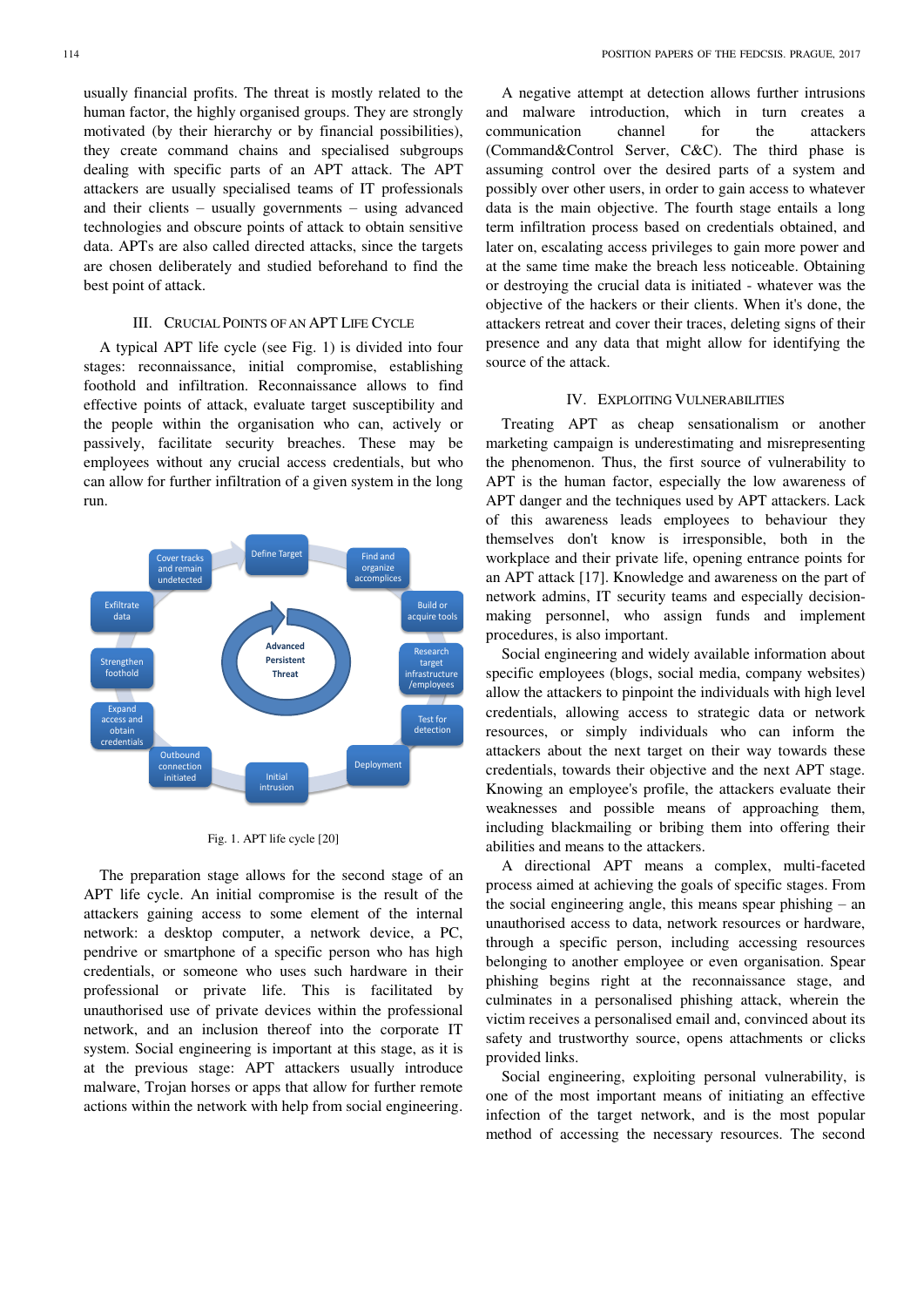usually financial profits. The threat is mostly related to the human factor, the highly organised groups. They are strongly motivated (by their hierarchy or by financial possibilities), they create command chains and specialised subgroups dealing with specific parts of an APT attack. The APT attackers are usually specialised teams of IT professionals and their clients – usually governments – using advanced technologies and obscure points of attack to obtain sensitive data. APTs are also called directed attacks, since the targets are chosen deliberately and studied beforehand to find the best point of attack.

## III. Crucial Points of an APT Life Cycle

A typical APT life cycle (see Fig. 1) is divided into four stages: reconnaissance, initial compromise, establishing foothold and infiltration. Reconnaissance allows to find effective points of attack, evaluate target susceptibility and the people within the organisation who can, actively or passively, facilitate security breaches. These may be employees without any crucial access credentials, but who can allow for further infiltration of a given system in the long run.

Fig. 1. APT life cycle [20]

The preparation stage allows for the second stage of an APT life cycle. An initial compromise is the result of the attackers gaining access to some element of the internal network: a desktop computer, a network device, a PC, pendrive or smartphone of a specific person who has high credentials, or someone who uses such hardware in their professional or private life. This is facilitated by unauthorised use of private devices within the professional network, and an inclusion thereof into the corporate IT system. Social engineering is important at this stage, as it is at the previous stage: APT attackers usually introduce malware, Trojan horses or apps that allow for further remote actions within the network with help from social engineering.

A negative attempt at detection allows further intrusions and malware introduction, which in turn creates a communication channel for the attackers (Command&Control Server, C&C). The third phase is assuming control over the desired parts of a system and possibly over other users, in order to gain access to whatever data is the main objective. The fourth stage entails a long term infiltration process based on credentials obtained, and later on, escalating access privileges to gain more power and at the same time make the breach less noticeable. Obtaining or destroying the crucial data is initiated - whatever was the objective of the hackers or their clients. When it's done, the attackers retreat and cover their traces, deleting signs of their presence and any data that might allow for identifying the source of the attack.

## IV. Exploiting Vulnerabilities

Treating APT as cheap sensationalism or another marketing campaign is underestimating and misrepresenting the phenomenon. Thus, the first source of vulnerability to APT is the human factor, especially the low awareness of APT danger and the techniques used by APT attackers. Lack of this awareness leads employees to behaviour they themselves don't know is irresponsible, both in the workplace and their private life, opening entrance points for an APT attack [17]. Knowledge and awareness on the part of network admins, IT security teams and especially decision-making personnel, who assign funds and implement procedures, is also important.

Social engineering and widely available information about specific employees (blogs, social media, company websites) allow the attackers to pinpoint the individuals with high level credentials, allowing access to strategic data or network resources, or simply individuals who can inform the attackers about the next target on their way towards these credentials, towards their objective and the next APT stage. Knowing an employee's profile, the attackers evaluate their weaknesses and possible means of approaching them, including blackmailing or bribing them into offering their abilities and means to the attackers.

A directional APT means a complex, multi-faceted process aimed at achieving the goals of specific stages. From the social engineering angle, this means spear phishing – an unauthorised access to data, network resources or hardware, through a specific person, including accessing resources belonging to another employee or even organisation. Spear phishing begins right at the reconnaissance stage, and culminates in a personalised phishing attack, wherein the victim receives a personalised email and, convinced about its safety and trustworthy source, opens attachments or clicks provided links.

Social engineering, exploiting personal vulnerability, is one of the most important means of initiating an effective infection of the target network, and is the most popular method of accessing the necessary resources. The second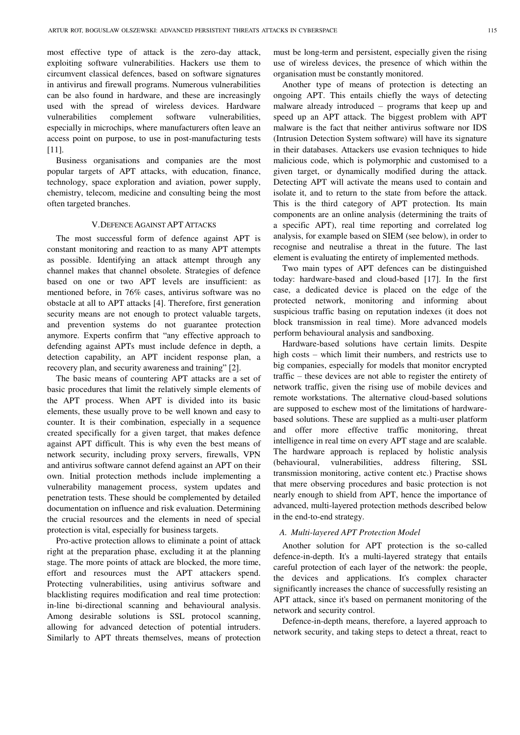most effective type of attack is the zero-day attack, exploiting software vulnerabilities. Hackers use them to circumvent classical defences, based on software signatures in antivirus and firewall programs. Numerous vulnerabilities can be also found in hardware, and these are increasingly used with the spread of wireless devices. Hardware vulnerabilities complement software vulnerabilities, especially in microchips, where manufacturers often leave an access point on purpose, to use in post-manufacturing tests [11].

Business organisations and companies are the most popular targets of APT attacks, with education, finance, technology, space exploration and aviation, power supply, chemistry, telecom, medicine and consulting being the most often targeted branches.

## V. DEFENCE AGAINST APT ATTACKS

The most successful form of defence against APT is constant monitoring and reaction to as many APT attempts as possible. Identifying an attack attempt through any channel makes that channel obsolete. Strategies of defence based on one or two APT levels are insufficient: as mentioned before, in 76% cases, antivirus software was no obstacle at all to APT attacks [4]. Therefore, first generation security means are not enough to protect valuable targets, and prevention systems do not guarantee protection anymore. Experts confirm that "any effective approach to defending against APTs must include defence in depth, a detection capability, an APT incident response plan, a recovery plan, and security awareness and training" [2].

The basic means of countering APT attacks are a set of basic procedures that limit the relatively simple elements of the APT process. When APT is divided into its basic elements, these usually prove to be well known and easy to counter. It is their combination, especially in a sequence created specifically for a given target, that makes defence against APT difficult. This is why even the best means of network security, including proxy servers, firewalls, VPN and antivirus software cannot defend against an APT on their own. Initial protection methods include implementing a vulnerability management process, system updates and penetration tests. These should be complemented by detailed documentation on influence and risk evaluation. Determining the crucial resources and the elements in need of special protection is vital, especially for business targets.

Pro-active protection allows to eliminate a point of attack right at the preparation phase, excluding it at the planning stage. The more points of attack are blocked, the more time, effort and resources must the APT attackers spend. Protecting vulnerabilities, using antivirus software and blacklisting requires modification and real time protection: in-line bi-directional scanning and behavioural analysis. Among desirable solutions is SSL protocol scanning, allowing for advanced detection of potential intruders. Similarly to APT threats themselves, means of protection must be long-term and persistent, especially given the rising use of wireless devices, the presence of which within the organisation must be constantly monitored.

Another type of means of protection is detecting an ongoing APT. This entails chiefly the ways of detecting malware already introduced – programs that keep up and speed up an APT attack. The biggest problem with APT malware is the fact that neither antivirus software nor IDS (Intrusion Detection System software) will have its signature in their databases. Attackers use evasion techniques to hide malicious code, which is polymorphic and customised to a given target, or dynamically modified during the attack. Detecting APT will activate the means used to contain and isolate it, and to return to the state from before the attack. This is the third category of APT protection. Its main components are an online analysis (determining the traits of a specific APT), real time reporting and correlated log analysis, for example based on SIEM (see below), in order to recognise and neutralise a threat in the future. The last element is evaluating the entirety of implemented methods.

Two main types of APT defences can be distinguished today: hardware-based and cloud-based [17]. In the first case, a dedicated device is placed on the edge of the protected network, monitoring and informing about suspicious traffic basing on reputation indexes (it does not block transmission in real time). More advanced models perform behavioural analysis and sandboxing.

Hardware-based solutions have certain limits. Despite high costs – which limit their numbers, and restricts use to big companies, especially for models that monitor encrypted traffic – these devices are not able to register the entirety of network traffic, given the rising use of mobile devices and remote workstations. The alternative cloud-based solutions are supposed to eschew most of the limitations of hardware-based solutions. These are supplied as a multi-user platform and offer more effective traffic monitoring, threat intelligence in real time on every APT stage and are scalable. The hardware approach is replaced by holistic analysis (behavioural, vulnerabilities, address filtering, SSL transmission monitoring, active content etc.) Practise shows that mere observing procedures and basic protection is not nearly enough to shield from APT, hence the importance of advanced, multi-layered protection methods described below in the end-to-end strategy.

### *A. Multi-layered APT Protection Model*

Another solution for APT protection is the so-called defence-in-depth. It's a multi-layered strategy that entails careful protection of each layer of the network: the people, the devices and applications. It's complex character significantly increases the chance of successfully resisting an APT attack, since it's based on permanent monitoring of the network and security control.

Defence-in-depth means, therefore, a layered approach to network security, and taking steps to detect a threat, react to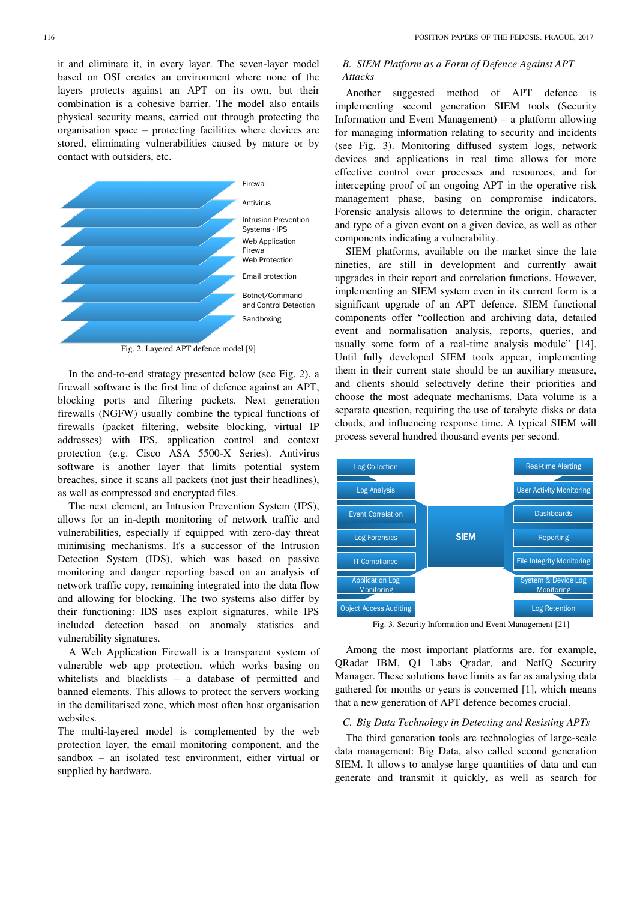it and eliminate it, in every layer. The seven-layer model based on OSI creates an environment where none of the layers protects against an APT on its own, but their combination is a cohesive barrier. The model also entails physical security means, carried out through protecting the organisation space – protecting facilities where devices are stored, eliminating vulnerabilities caused by nature or by contact with outsiders, etc.

Firewall
Antivirus
Intrusion Prevention Systems - IPS
Web Application Firewall
Web Protection
Email protection
Botnet/Command and Control Detection
Sandboxing

Fig. 2. Layered APT defence model [9]

In the end-to-end strategy presented below (see Fig. 2), a firewall software is the first line of defence against an APT, blocking ports and filtering packets. Next generation firewalls (NGFW) usually combine the typical functions of firewalls (packet filtering, website blocking, virtual IP addresses) with IPS, application control and context protection (e.g. Cisco ASA 5500-X Series). Antivirus software is another layer that limits potential system breaches, since it scans all packets (not just their headlines), as well as compressed and encrypted files.

The next element, an Intrusion Prevention System (IPS), allows for an in-depth monitoring of network traffic and vulnerabilities, especially if equipped with zero-day threat minimising mechanisms. It's a successor of the Intrusion Detection System (IDS), which was based on passive monitoring and danger reporting based on an analysis of network traffic copy, remaining integrated into the data flow and allowing for blocking. The two systems also differ by their functioning: IDS uses exploit signatures, while IPS included detection based on anomaly statistics and vulnerability signatures.

A Web Application Firewall is a transparent system of vulnerable web app protection, which works basing on whitelists and blacklists – a database of permitted and banned elements. This allows to protect the servers working in the demilitarised zone, which most often host organisation websites.

The multi-layered model is complemented by the web protection layer, the email monitoring component, and the sandbox – an isolated test environment, either virtual or supplied by hardware.

### *B. SIEM Platform as a Form of Defence Against APT Attacks*

Another suggested method of APT defence is implementing second generation SIEM tools (Security Information and Event Management) – a platform allowing for managing information relating to security and incidents (see Fig. 3). Monitoring diffused system logs, network devices and applications in real time allows for more effective control over processes and resources, and for intercepting proof of an ongoing APT in the operative risk management phase, basing on compromise indicators. Forensic analysis allows to determine the origin, character and type of a given event on a given device, as well as other components indicating a vulnerability.

SIEM platforms, available on the market since the late nineties, are still in development and currently await upgrades in their report and correlation functions. However, implementing an SIEM system even in its current form is a significant upgrade of an APT defence. SIEM functional components offer "collection and archiving data, detailed event and normalisation analysis, reports, queries, and usually some form of a real-time analysis module" [14]. Until fully developed SIEM tools appear, implementing them in their current state should be an auxiliary measure, and clients should selectively define their priorities and choose the most adequate mechanisms. Data volume is a separate question, requiring the use of terabyte disks or data clouds, and influencing response time. A typical SIEM will process several hundred thousand events per second.

Log Collection | Log Analysis | Event Correlation | Log Forensics | IT Compliance | Application Log Monitoring | Object Access Auditing
SIEM
Real-time Alerting | User Activity Monitoring | Dashboards | Reporting | File Integrity Monitoring | System & Device Log Monitoring | Log Retention

Fig. 3. Security Information and Event Management [21]

Among the most important platforms are, for example, QRadar IBM, Q1 Labs Qradar, and NetIQ Security Manager. These solutions have limits as far as analysing data gathered for months or years is concerned [1], which means that a new generation of APT defence becomes crucial.

### *C. Big Data Technology in Detecting and Resisting APTs*

The third generation tools are technologies of large-scale data management: Big Data, also called second generation SIEM. It allows to analyse large quantities of data and can generate and transmit it quickly, as well as search for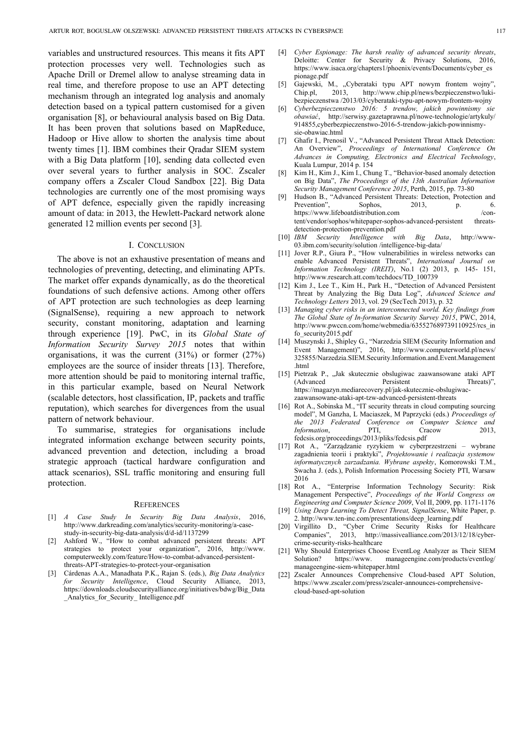variables and unstructured resources. This means it fits APT protection processes very well. Technologies such as Apache Drill or Dremel allow to analyse streaming data in real time, and therefore propose to use an APT detecting mechanism through an integrated log analysis and anomaly detection based on a typical pattern customised for a given organisation [8], or behavioural analysis based on Big Data. It has been proven that solutions based on MapReduce, Hadoop or Hive allow to shorten the analysis time about twenty times [1]. IBM combines their Qradar SIEM system with a Big Data platform [10], sending data collected even over several years to further analysis in SOC. Zscaler company offers a Zscaler Cloud Sandbox [22]. Big Data technologies are currently one of the most promising ways of APT defence, especially given the rapidly increasing amount of data: in 2013, the Hewlett-Packard network alone generated 12 million events per second [3].

## I. Conclusion

The above is not an exhaustive presentation of means and technologies of preventing, detecting, and eliminating APTs. The market offer expands dynamically, as do the theoretical foundations of such defensive actions. Among other offers of APT protection are such technologies as deep learning (SignalSense), requiring a new approach to network security, constant monitoring, adaptation and learning through experience [19]. PwC, in its *Global State of Information Security Survey 2015* notes that within organisations, it was the current (31%) or former (27%) employees are the source of insider threats [13]. Therefore, more attention should be paid to monitoring internal traffic, in this particular example, based on Neural Network (scalable detectors, host classification, IP, packets and traffic reputation), which searches for divergences from the usual pattern of network behaviour.

To summarise, strategies for organisations include integrated information exchange between security points, advanced prevention and detection, including a broad strategic approach (tactical hardware configuration and attack scenarios), SSL traffic monitoring and ensuring full protection.

## References

[1] *A Case Study In Security Big Data Analysis*, 2016, http://www.darkreading.com/analytics/security-monitoring/a-case-study-in-security-big-data-analysis/d/d-id/1137299

[2] Ashford W., "How to combat advanced persistent threats: APT strategies to protect your organization", 2016, http://www.computerweekly.com/feature/How-to-combat-advanced-persistent-threats-APT-strategies-to-protect-your-organisation

[3] Cárdenas A.A., Manadhata P.K., Rajan S. (eds.), *Big Data Analytics for Security Intelligence*, Cloud Security Alliance, 2013, https://downloads.cloudsecurityalliance.org/initiatives/bdwg/Big_Data_Analytics_for_Security_ Intelligence.pdf

[4] *Cyber Espionage: The harsh reality of advanced security threats*, Deloitte: Center for Security & Privacy Solutions, 2016, https://www.isaca.org/chapters1/phoenix/events/Documents/cyber_espionage.pdf

[5] Gajewski, M., „Cyberataki typu APT nowym frontem wojny", Chip.pl, 2013, http://www.chip.pl/news/bezpieczenstwo/luki-bezpieczenstwa /2013/03/cyberataki-typu-apt-nowym-frontem-wojny

[6] *Cyberbezpieczenstwo 2016: 5 trendow, jakich powinnismy sie obawiać*, http://serwisy.gazetaprawna.pl/nowe-technologie/artykuly/914855,cyberbezpieczenstwo-2016-5-trendow-jakich-powinnismy-sie-obawiac.html

[7] Ghafir I., Prenosil V., "Advanced Persistent Threat Attack Detection: An Overview", *Proceedings of International Conference On Advances in Computing, Electronics and Electrical Technology*, Kuala Lumpur, 2014 p. 154

[8] Kim H., Kim J., Kim I., Chung T., "Behavior-based anomaly detection on Big Data", *The Proceedings of the 13th Australian Information Security Management Conference 2015*, Perth, 2015, pp. 73-80

[9] Hudson B., "Advanced Persistent Threats: Detection, Protection and Prevention", Sophos, 2013, p. 6. https://www.lifeboatdistribution.com /content/vendor/sophos/whitepaper-sophos-advanced-persistent threats-detection-protection-prevention.pdf

[10] *IBM Security Intelligence with Big Data*, http://www-03.ibm.com/security/solution /intelligence-big-data/

[11] Jover R.P., Giura P., "How vulnerabilities in wireless networks can enable Advanced Persistent Threats", *International Journal on Information Technology (IREIT)*, No.1 (2) 2013, p. 145- 151, http://www.research.att.com/techdocs/TD_100739

[12] Kim J., Lee T., Kim H., Park H., "Detection of Advanced Persistent Threat by Analyzing the Big Data Log", *Advanced Science and Technology Letters* 2013, vol. 29 (SecTech 2013), p. 32

[13] *Managing cyber risks in an interconnected world. Key findings from The Global State of In-formation Security Survey 2015*, PWC, 2014, http://www.pwccn.com/home/webmedia/635527689739110925/rcs_info_security2015.pdf

[14] Muszynski J., Shipley G., "Narzedzia SIEM (Security Information and Event Management)", 2016, http://www.computerworld.pl/news/325855/Narzedzia.SIEM.Security.Information.and.Event.Management.html

[15] Pietrzak P., „Jak skutecznie obslugiwac zaawansowane ataki APT (Advanced Persistent Threats)", https://magazyn.mediarecovery.pl/jak-skutecznie-obslugiwac-zaawansowane-ataki-apt-tzw-advanced-persistent-threats

[16] Rot A., Sobinska M., "IT security threats in cloud computing sourcing model", M Ganzha, L Maciaszek, M Paprzycki (eds.) *Proceedings of the 2013 Federated Conference on Computer Science and Information*, PTI, Cracow 2013, fedcsis.org/proceedings/2013/pliks/fedcsis.pdf

[17] Rot A., "Zarządzanie ryzykiem w cyberprzestrzeni – wybrane zagadnienia teorii i praktyki", *Projektowanie i realizacja systemow informatycznych zarzadzania. Wybrane aspekty*, Komorowski T.M., Swacha J. (eds.), Polish Information Processing Society PTI, Warsaw 2016

[18] Rot A., "Enterprise Information Technology Security: Risk Management Perspective", *Proceedings of the World Congress on Engineering and Computer Science 2009*, Vol II, 2009, pp. 1171-1176

[19] *Using Deep Learning To Detect Threat, SignalSense*, White Paper, p. 2. http://www.ten-inc.com/presentations/deep_learning.pdf

[20] Virgillito D., "Cyber Crime Security Risks for Healthcare Companies", 2013, http://massivealliance.com/2013/12/18/cyber-crime-security-risks-healthcare

[21] Why Should Enterprises Choose EventLog Analyzer as Their SIEM Solution? https://www. manageengine.com/products/eventlog/manageengine-siem-whitepaper.html

[22] Zscaler Announces Comprehensive Cloud-based APT Solution, https://www.zscaler.com/press/zscaler-announces-comprehensive-cloud-based-apt-solution